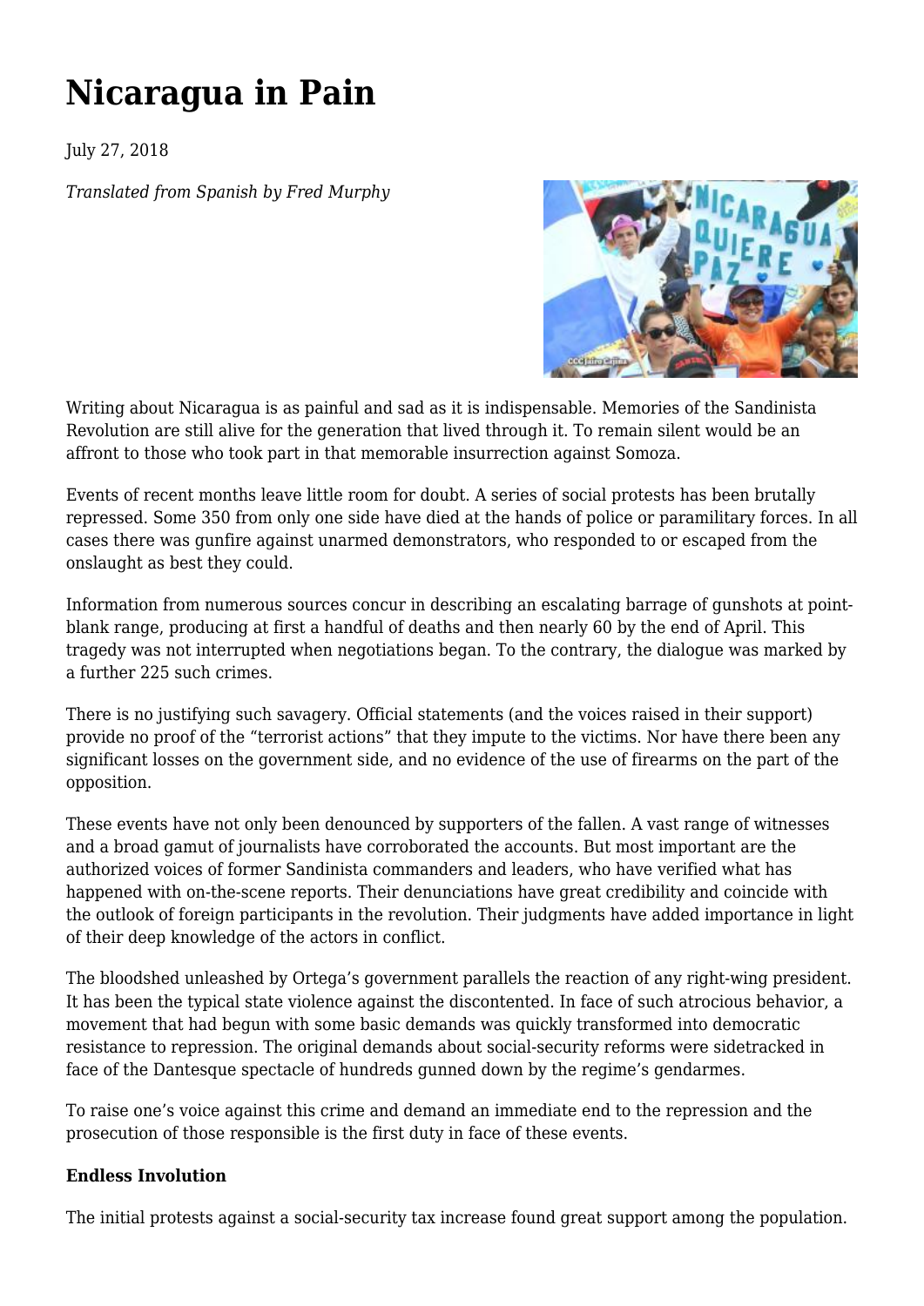# Nicaragua in Pain

July 27, 2018

*Translated from Spanish by Fred Murphy*

Writing about Nicaragua is as painful and sad as it is indispensable. Memories of the Sandinista Revolution are still alive for the generation that lived through it. To remain silent would be an affront to those who took part in that memorable insurrection against Somoza.

Events of recent months leave little room for doubt. A series of social protests has been brutally repressed. Some 350 from only one side have died at the hands of police or paramilitary forces. In all cases there was gunfire against unarmed demonstrators, who responded to or escaped from the onslaught as best they could.

Information from numerous sources concur in describing an escalating barrage of gunshots at point-blank range, producing at first a handful of deaths and then nearly 60 by the end of April. This tragedy was not interrupted when negotiations began. To the contrary, the dialogue was marked by a further 225 such crimes.

There is no justifying such savagery. Official statements (and the voices raised in their support) provide no proof of the "terrorist actions" that they impute to the victims. Nor have there been any significant losses on the government side, and no evidence of the use of firearms on the part of the opposition.

These events have not only been denounced by supporters of the fallen. A vast range of witnesses and a broad gamut of journalists have corroborated the accounts. But most important are the authorized voices of former Sandinista commanders and leaders, who have verified what has happened with on-the-scene reports. Their denunciations have great credibility and coincide with the outlook of foreign participants in the revolution. Their judgments have added importance in light of their deep knowledge of the actors in conflict.

The bloodshed unleashed by Ortega's government parallels the reaction of any right-wing president. It has been the typical state violence against the discontented. In face of such atrocious behavior, a movement that had begun with some basic demands was quickly transformed into democratic resistance to repression. The original demands about social-security reforms were sidetracked in face of the Dantesque spectacle of hundreds gunned down by the regime's gendarmes.

To raise one's voice against this crime and demand an immediate end to the repression and the prosecution of those responsible is the first duty in face of these events.

**Endless Involution**

The initial protests against a social-security tax increase found great support among the population.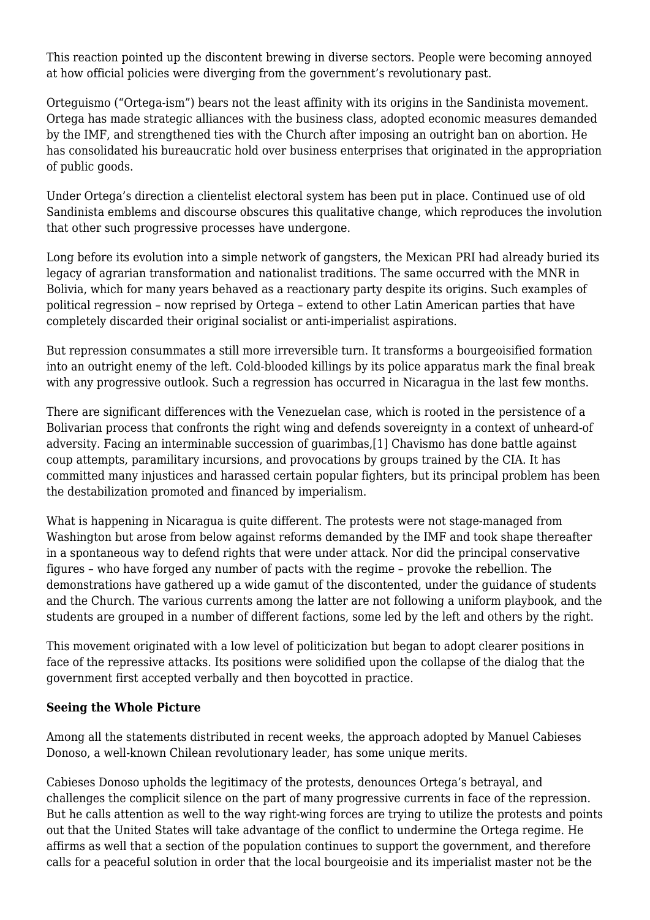This reaction pointed up the discontent brewing in diverse sectors. People were becoming annoyed at how official policies were diverging from the government's revolutionary past.

Orteguismo ("Ortega-ism") bears not the least affinity with its origins in the Sandinista movement. Ortega has made strategic alliances with the business class, adopted economic measures demanded by the IMF, and strengthened ties with the Church after imposing an outright ban on abortion. He has consolidated his bureaucratic hold over business enterprises that originated in the appropriation of public goods.

Under Ortega's direction a clientelist electoral system has been put in place. Continued use of old Sandinista emblems and discourse obscures this qualitative change, which reproduces the involution that other such progressive processes have undergone.

Long before its evolution into a simple network of gangsters, the Mexican PRI had already buried its legacy of agrarian transformation and nationalist traditions. The same occurred with the MNR in Bolivia, which for many years behaved as a reactionary party despite its origins. Such examples of political regression – now reprised by Ortega – extend to other Latin American parties that have completely discarded their original socialist or anti-imperialist aspirations.

But repression consummates a still more irreversible turn. It transforms a bourgeoisified formation into an outright enemy of the left. Cold-blooded killings by its police apparatus mark the final break with any progressive outlook. Such a regression has occurred in Nicaragua in the last few months.

There are significant differences with the Venezuelan case, which is rooted in the persistence of a Bolivarian process that confronts the right wing and defends sovereignty in a context of unheard-of adversity. Facing an interminable succession of guarimbas,[1] Chavismo has done battle against coup attempts, paramilitary incursions, and provocations by groups trained by the CIA. It has committed many injustices and harassed certain popular fighters, but its principal problem has been the destabilization promoted and financed by imperialism.

What is happening in Nicaragua is quite different. The protests were not stage-managed from Washington but arose from below against reforms demanded by the IMF and took shape thereafter in a spontaneous way to defend rights that were under attack. Nor did the principal conservative figures – who have forged any number of pacts with the regime – provoke the rebellion. The demonstrations have gathered up a wide gamut of the discontented, under the guidance of students and the Church. The various currents among the latter are not following a uniform playbook, and the students are grouped in a number of different factions, some led by the left and others by the right.

This movement originated with a low level of politicization but began to adopt clearer positions in face of the repressive attacks. Its positions were solidified upon the collapse of the dialog that the government first accepted verbally and then boycotted in practice.

**Seeing the Whole Picture**

Among all the statements distributed in recent weeks, the approach adopted by Manuel Cabieses Donoso, a well-known Chilean revolutionary leader, has some unique merits.

Cabieses Donoso upholds the legitimacy of the protests, denounces Ortega's betrayal, and challenges the complicit silence on the part of many progressive currents in face of the repression. But he calls attention as well to the way right-wing forces are trying to utilize the protests and points out that the United States will take advantage of the conflict to undermine the Ortega regime. He affirms as well that a section of the population continues to support the government, and therefore calls for a peaceful solution in order that the local bourgeoisie and its imperialist master not be the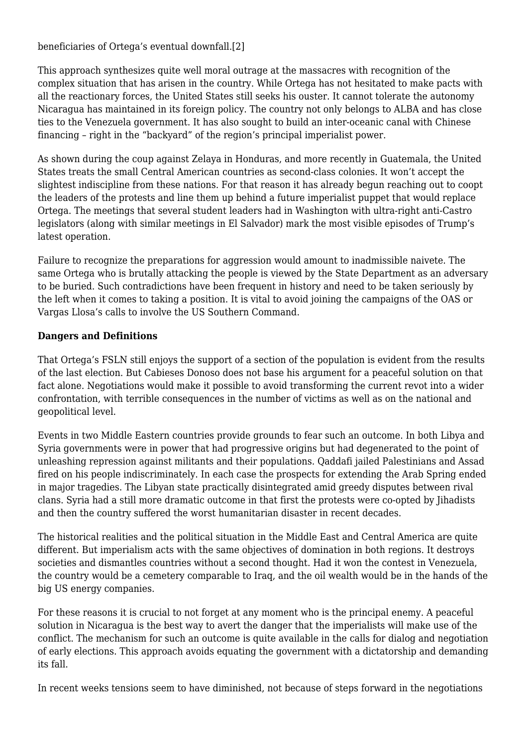beneficiaries of Ortega's eventual downfall.[2]

This approach synthesizes quite well moral outrage at the massacres with recognition of the complex situation that has arisen in the country. While Ortega has not hesitated to make pacts with all the reactionary forces, the United States still seeks his ouster. It cannot tolerate the autonomy Nicaragua has maintained in its foreign policy. The country not only belongs to ALBA and has close ties to the Venezuela government. It has also sought to build an inter-oceanic canal with Chinese financing – right in the "backyard" of the region's principal imperialist power.

As shown during the coup against Zelaya in Honduras, and more recently in Guatemala, the United States treats the small Central American countries as second-class colonies. It won't accept the slightest indiscipline from these nations. For that reason it has already begun reaching out to coopt the leaders of the protests and line them up behind a future imperialist puppet that would replace Ortega. The meetings that several student leaders had in Washington with ultra-right anti-Castro legislators (along with similar meetings in El Salvador) mark the most visible episodes of Trump's latest operation.

Failure to recognize the preparations for aggression would amount to inadmissible naivete. The same Ortega who is brutally attacking the people is viewed by the State Department as an adversary to be buried. Such contradictions have been frequent in history and need to be taken seriously by the left when it comes to taking a position. It is vital to avoid joining the campaigns of the OAS or Vargas Llosa's calls to involve the US Southern Command.

**Dangers and Definitions**

That Ortega's FSLN still enjoys the support of a section of the population is evident from the results of the last election. But Cabieses Donoso does not base his argument for a peaceful solution on that fact alone. Negotiations would make it possible to avoid transforming the current revot into a wider confrontation, with terrible consequences in the number of victims as well as on the national and geopolitical level.

Events in two Middle Eastern countries provide grounds to fear such an outcome. In both Libya and Syria governments were in power that had progressive origins but had degenerated to the point of unleashing repression against militants and their populations. Qaddafi jailed Palestinians and Assad fired on his people indiscriminately. In each case the prospects for extending the Arab Spring ended in major tragedies. The Libyan state practically disintegrated amid greedy disputes between rival clans. Syria had a still more dramatic outcome in that first the protests were co-opted by Jihadists and then the country suffered the worst humanitarian disaster in recent decades.

The historical realities and the political situation in the Middle East and Central America are quite different. But imperialism acts with the same objectives of domination in both regions. It destroys societies and dismantles countries without a second thought. Had it won the contest in Venezuela, the country would be a cemetery comparable to Iraq, and the oil wealth would be in the hands of the big US energy companies.

For these reasons it is crucial to not forget at any moment who is the principal enemy. A peaceful solution in Nicaragua is the best way to avert the danger that the imperialists will make use of the conflict. The mechanism for such an outcome is quite available in the calls for dialog and negotiation of early elections. This approach avoids equating the government with a dictatorship and demanding its fall.

In recent weeks tensions seem to have diminished, not because of steps forward in the negotiations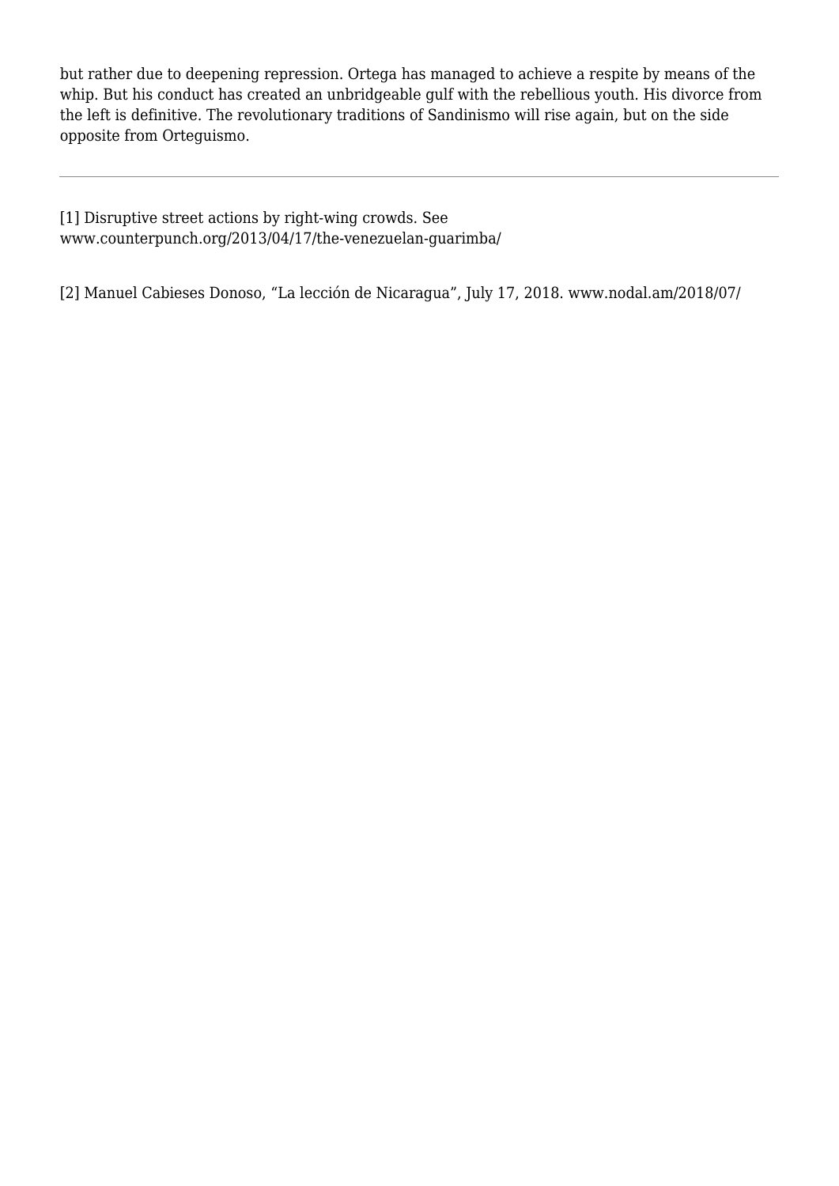but rather due to deepening repression. Ortega has managed to achieve a respite by means of the whip. But his conduct has created an unbridgeable gulf with the rebellious youth. His divorce from the left is definitive. The revolutionary traditions of Sandinismo will rise again, but on the side opposite from Orteguismo.

---

[1] Disruptive street actions by right-wing crowds. See www.counterpunch.org/2013/04/17/the-venezuelan-guarimba/

[2] Manuel Cabieses Donoso, “La lección de Nicaragua”, July 17, 2018. www.nodal.am/2018/07/